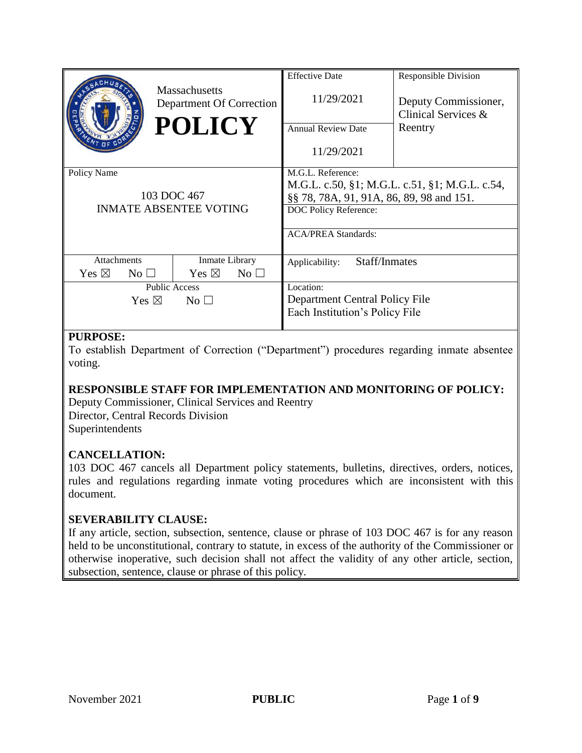| Massachusetts Department Of Correction **POLICY** | Effective Date 11/29/2021 | Responsible Division Deputy Commissioner, Clinical Services & Reentry |
|---|---|---|
| | Annual Review Date 11/29/2021 | |
| Policy Name 103 DOC 467 INMATE ABSENTEE VOTING | M.G.L. Reference: M.G.L. c.50, §1; M.G.L. c.51, §1; M.G.L. c.54, §§ 78, 78A, 91, 91A, 86, 89, 98 and 151. | |
| | DOC Policy Reference: | |
| | ACA/PREA Standards: | |
| Attachments Yes ☒ No ☐ / Inmate Library Yes ☒ No ☐ | Applicability: Staff/Inmates | |
| Public Access Yes ☒ No ☐ | Location: Department Central Policy File; Each Institution's Policy File | |

**PURPOSE:**
To establish Department of Correction ("Department") procedures regarding inmate absentee voting.

**RESPONSIBLE STAFF FOR IMPLEMENTATION AND MONITORING OF POLICY:**
Deputy Commissioner, Clinical Services and Reentry
Director, Central Records Division
Superintendents

**CANCELLATION:**
103 DOC 467 cancels all Department policy statements, bulletins, directives, orders, notices, rules and regulations regarding inmate voting procedures which are inconsistent with this document.

**SEVERABILITY CLAUSE:**
If any article, section, subsection, sentence, clause or phrase of 103 DOC 467 is for any reason held to be unconstitutional, contrary to statute, in excess of the authority of the Commissioner or otherwise inoperative, such decision shall not affect the validity of any other article, section, subsection, sentence, clause or phrase of this policy.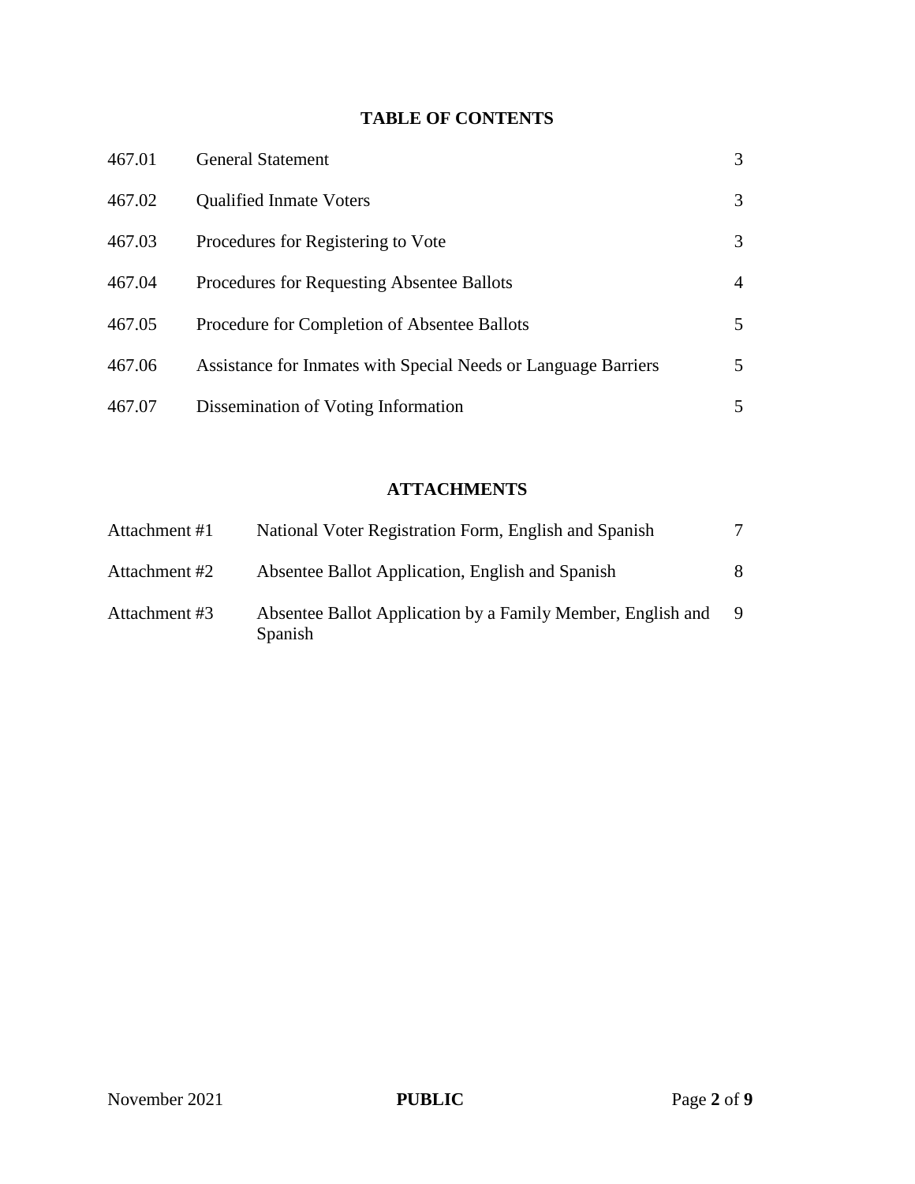## TABLE OF CONTENTS

| | | |
|---|---|---|
| 467.01 | General Statement | 3 |
| 467.02 | Qualified Inmate Voters | 3 |
| 467.03 | Procedures for Registering to Vote | 3 |
| 467.04 | Procedures for Requesting Absentee Ballots | 4 |
| 467.05 | Procedure for Completion of Absentee Ballots | 5 |
| 467.06 | Assistance for Inmates with Special Needs or Language Barriers | 5 |
| 467.07 | Dissemination of Voting Information | 5 |

## ATTACHMENTS

| | | |
|---|---|---|
| Attachment #1 | National Voter Registration Form, English and Spanish | 7 |
| Attachment #2 | Absentee Ballot Application, English and Spanish | 8 |
| Attachment #3 | Absentee Ballot Application by a Family Member, English and Spanish | 9 |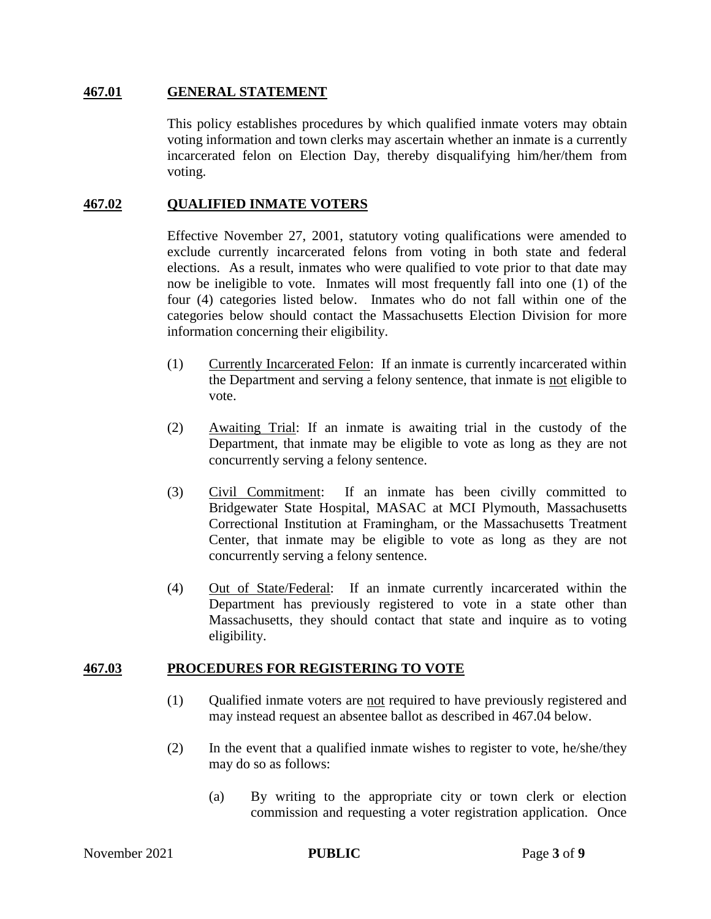## 467.01 GENERAL STATEMENT

This policy establishes procedures by which qualified inmate voters may obtain voting information and town clerks may ascertain whether an inmate is a currently incarcerated felon on Election Day, thereby disqualifying him/her/them from voting.

## 467.02 QUALIFIED INMATE VOTERS

Effective November 27, 2001, statutory voting qualifications were amended to exclude currently incarcerated felons from voting in both state and federal elections. As a result, inmates who were qualified to vote prior to that date may now be ineligible to vote. Inmates will most frequently fall into one (1) of the four (4) categories listed below. Inmates who do not fall within one of the categories below should contact the Massachusetts Election Division for more information concerning their eligibility.

(1) Currently Incarcerated Felon: If an inmate is currently incarcerated within the Department and serving a felony sentence, that inmate is not eligible to vote.

(2) Awaiting Trial: If an inmate is awaiting trial in the custody of the Department, that inmate may be eligible to vote as long as they are not concurrently serving a felony sentence.

(3) Civil Commitment: If an inmate has been civilly committed to Bridgewater State Hospital, MASAC at MCI Plymouth, Massachusetts Correctional Institution at Framingham, or the Massachusetts Treatment Center, that inmate may be eligible to vote as long as they are not concurrently serving a felony sentence.

(4) Out of State/Federal: If an inmate currently incarcerated within the Department has previously registered to vote in a state other than Massachusetts, they should contact that state and inquire as to voting eligibility.

## 467.03 PROCEDURES FOR REGISTERING TO VOTE

(1) Qualified inmate voters are not required to have previously registered and may instead request an absentee ballot as described in 467.04 below.

(2) In the event that a qualified inmate wishes to register to vote, he/she/they may do so as follows:

(a) By writing to the appropriate city or town clerk or election commission and requesting a voter registration application. Once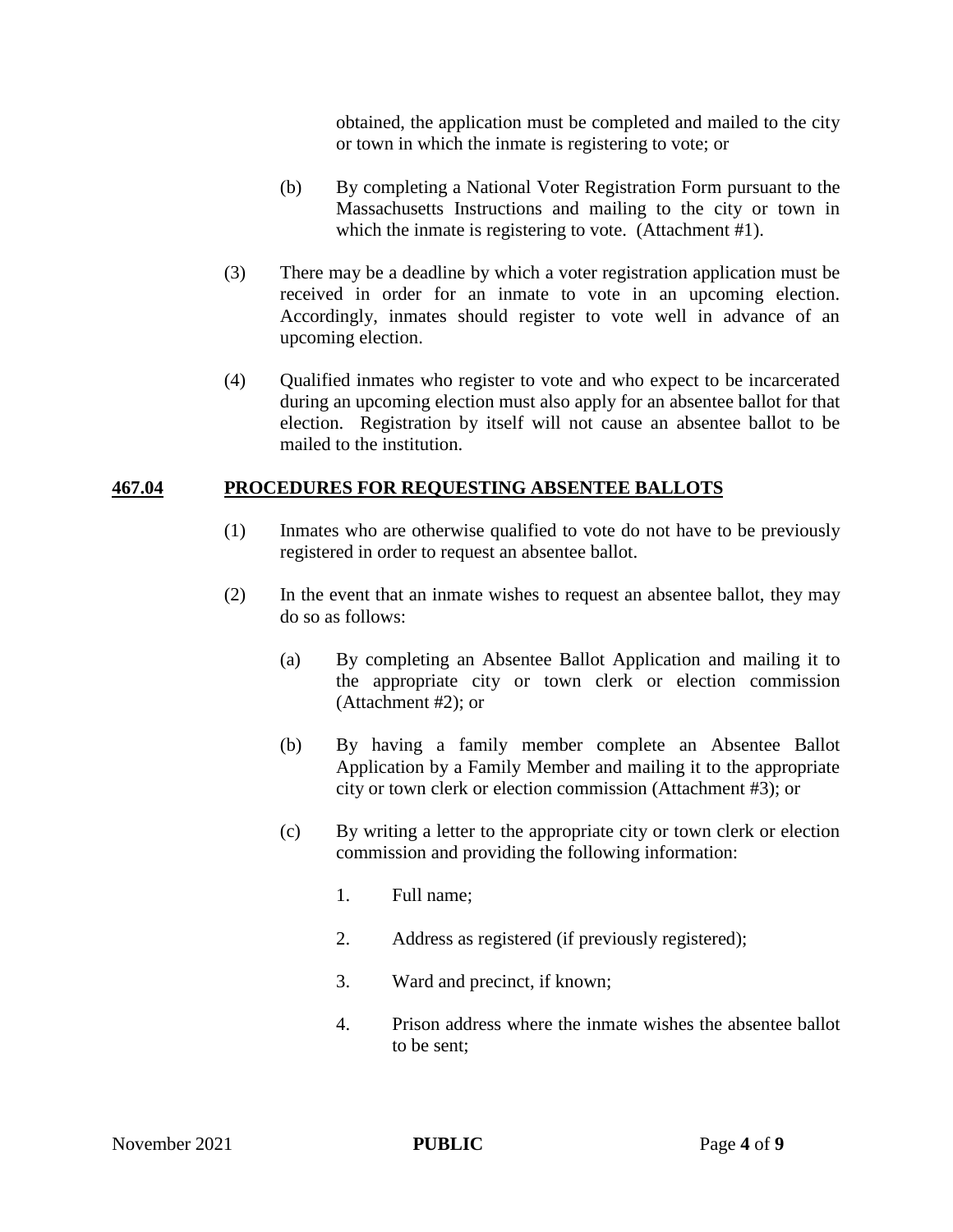obtained, the application must be completed and mailed to the city or town in which the inmate is registering to vote; or

(b) By completing a National Voter Registration Form pursuant to the Massachusetts Instructions and mailing to the city or town in which the inmate is registering to vote. (Attachment #1).

(3) There may be a deadline by which a voter registration application must be received in order for an inmate to vote in an upcoming election. Accordingly, inmates should register to vote well in advance of an upcoming election.

(4) Qualified inmates who register to vote and who expect to be incarcerated during an upcoming election must also apply for an absentee ballot for that election. Registration by itself will not cause an absentee ballot to be mailed to the institution.

## 467.04 PROCEDURES FOR REQUESTING ABSENTEE BALLOTS

(1) Inmates who are otherwise qualified to vote do not have to be previously registered in order to request an absentee ballot.

(2) In the event that an inmate wishes to request an absentee ballot, they may do so as follows:

(a) By completing an Absentee Ballot Application and mailing it to the appropriate city or town clerk or election commission (Attachment #2); or

(b) By having a family member complete an Absentee Ballot Application by a Family Member and mailing it to the appropriate city or town clerk or election commission (Attachment #3); or

(c) By writing a letter to the appropriate city or town clerk or election commission and providing the following information:

1. Full name;

2. Address as registered (if previously registered);

3. Ward and precinct, if known;

4. Prison address where the inmate wishes the absentee ballot to be sent;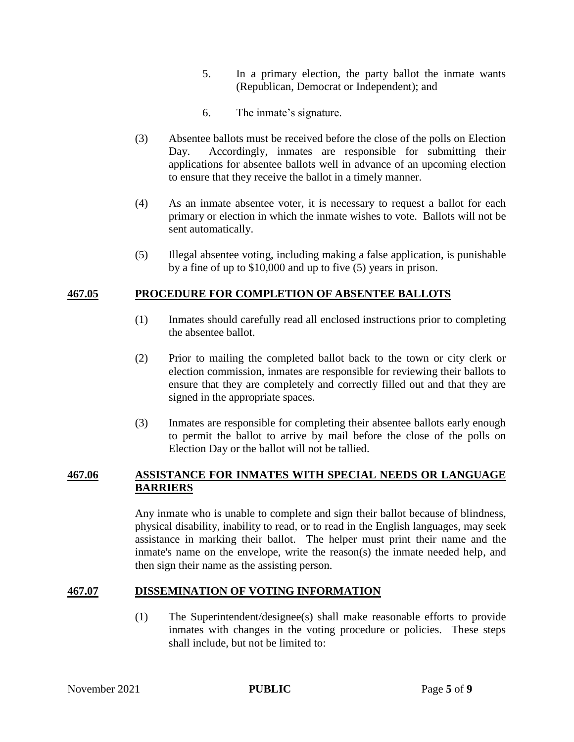5. In a primary election, the party ballot the inmate wants (Republican, Democrat or Independent); and

6. The inmate's signature.

(3) Absentee ballots must be received before the close of the polls on Election Day. Accordingly, inmates are responsible for submitting their applications for absentee ballots well in advance of an upcoming election to ensure that they receive the ballot in a timely manner.

(4) As an inmate absentee voter, it is necessary to request a ballot for each primary or election in which the inmate wishes to vote. Ballots will not be sent automatically.

(5) Illegal absentee voting, including making a false application, is punishable by a fine of up to $10,000 and up to five (5) years in prison.

## 467.05 PROCEDURE FOR COMPLETION OF ABSENTEE BALLOTS

(1) Inmates should carefully read all enclosed instructions prior to completing the absentee ballot.

(2) Prior to mailing the completed ballot back to the town or city clerk or election commission, inmates are responsible for reviewing their ballots to ensure that they are completely and correctly filled out and that they are signed in the appropriate spaces.

(3) Inmates are responsible for completing their absentee ballots early enough to permit the ballot to arrive by mail before the close of the polls on Election Day or the ballot will not be tallied.

## 467.06 ASSISTANCE FOR INMATES WITH SPECIAL NEEDS OR LANGUAGE BARRIERS

Any inmate who is unable to complete and sign their ballot because of blindness, physical disability, inability to read, or to read in the English languages, may seek assistance in marking their ballot. The helper must print their name and the inmate's name on the envelope, write the reason(s) the inmate needed help, and then sign their name as the assisting person.

## 467.07 DISSEMINATION OF VOTING INFORMATION

(1) The Superintendent/designee(s) shall make reasonable efforts to provide inmates with changes in the voting procedure or policies. These steps shall include, but not be limited to: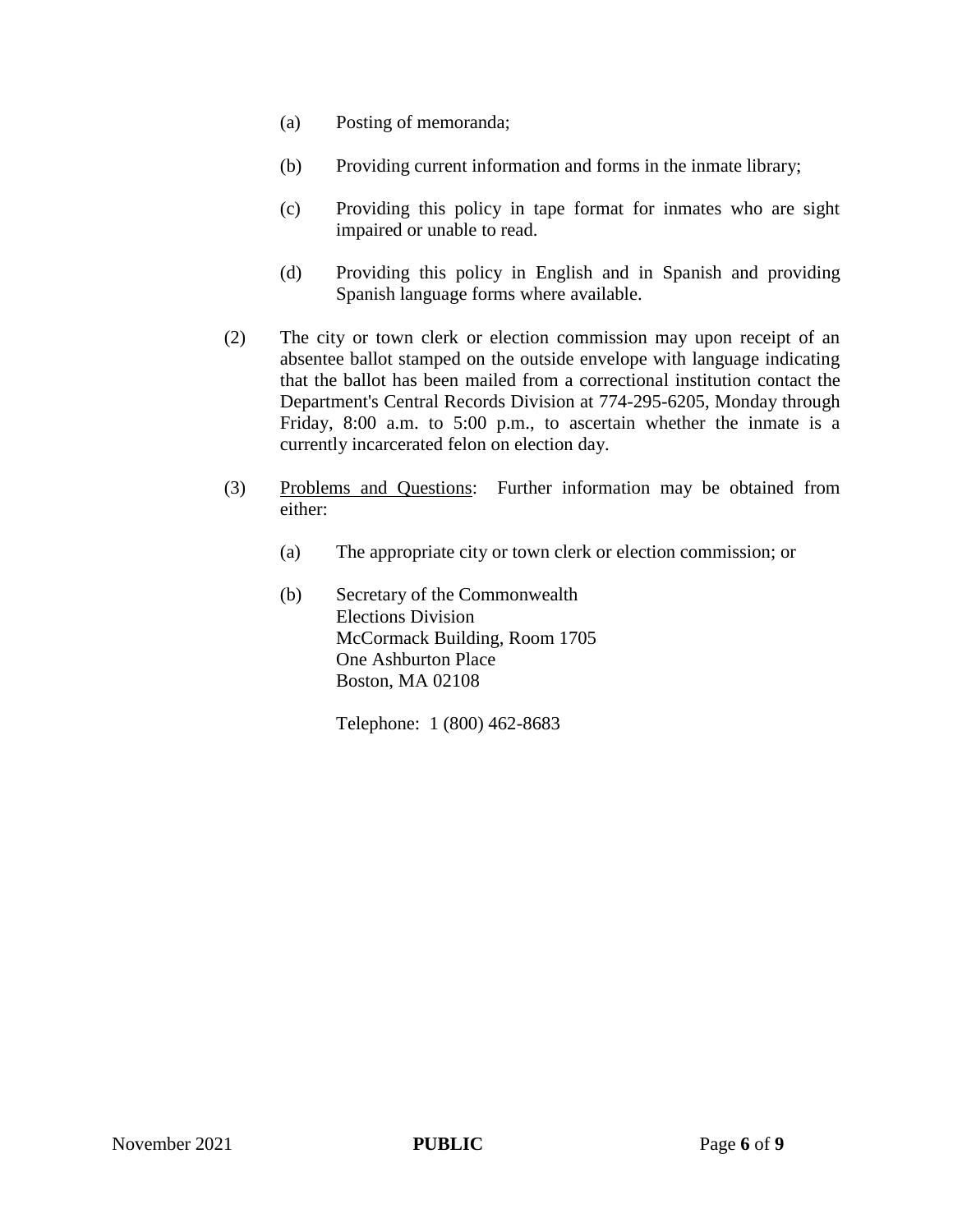(a) Posting of memoranda;

(b) Providing current information and forms in the inmate library;

(c) Providing this policy in tape format for inmates who are sight impaired or unable to read.

(d) Providing this policy in English and in Spanish and providing Spanish language forms where available.

(2) The city or town clerk or election commission may upon receipt of an absentee ballot stamped on the outside envelope with language indicating that the ballot has been mailed from a correctional institution contact the Department's Central Records Division at 774-295-6205, Monday through Friday, 8:00 a.m. to 5:00 p.m., to ascertain whether the inmate is a currently incarcerated felon on election day.

(3) Problems and Questions: Further information may be obtained from either:

(a) The appropriate city or town clerk or election commission; or

(b) Secretary of the Commonwealth
Elections Division
McCormack Building, Room 1705
One Ashburton Place
Boston, MA 02108

Telephone: 1 (800) 462-8683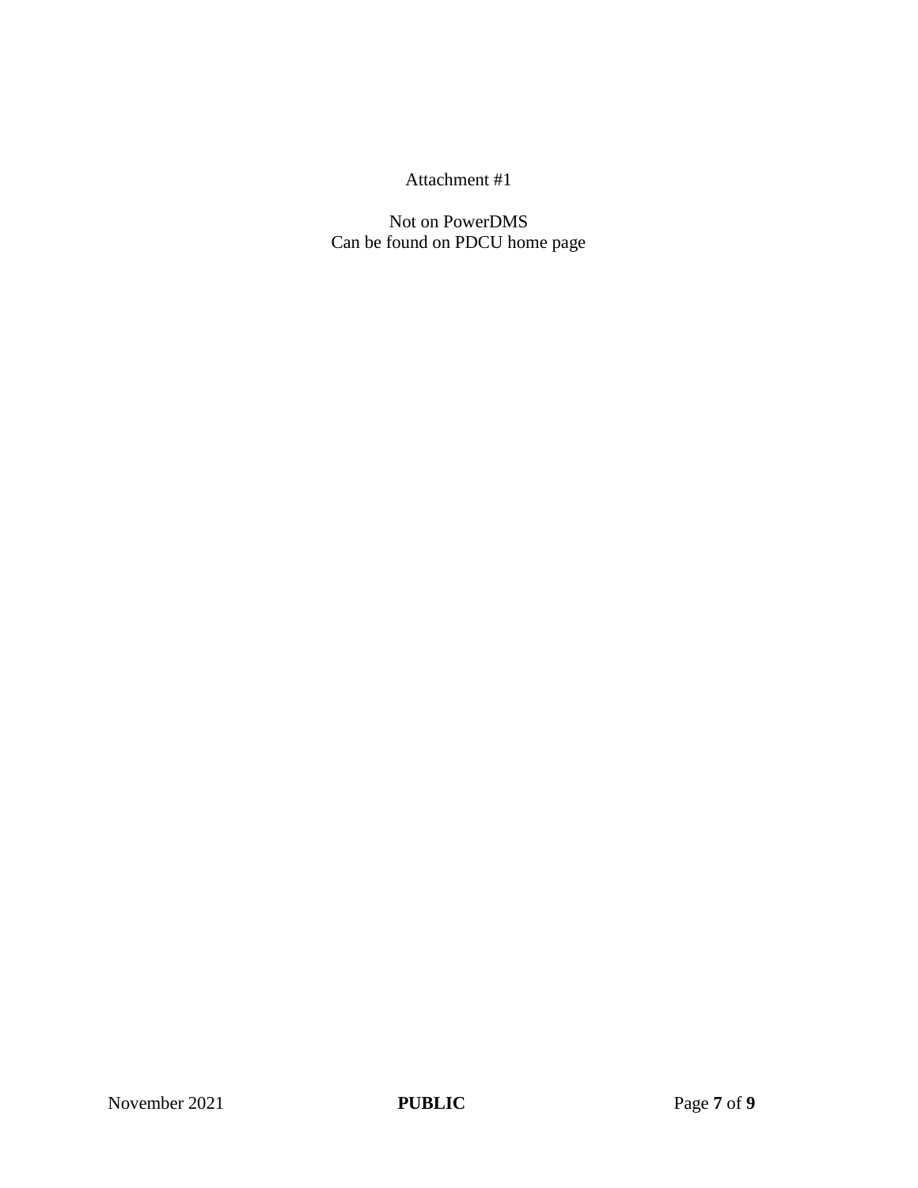Attachment #1

Not on PowerDMS
Can be found on PDCU home page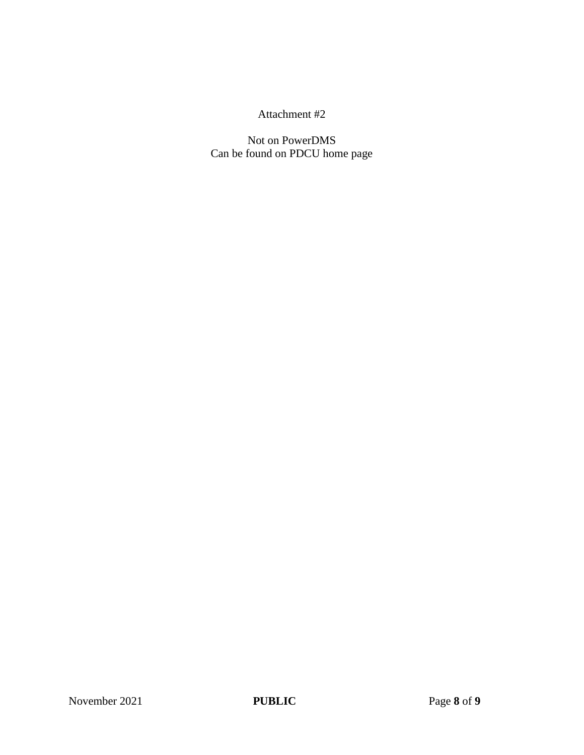Attachment #2

Not on PowerDMS
Can be found on PDCU home page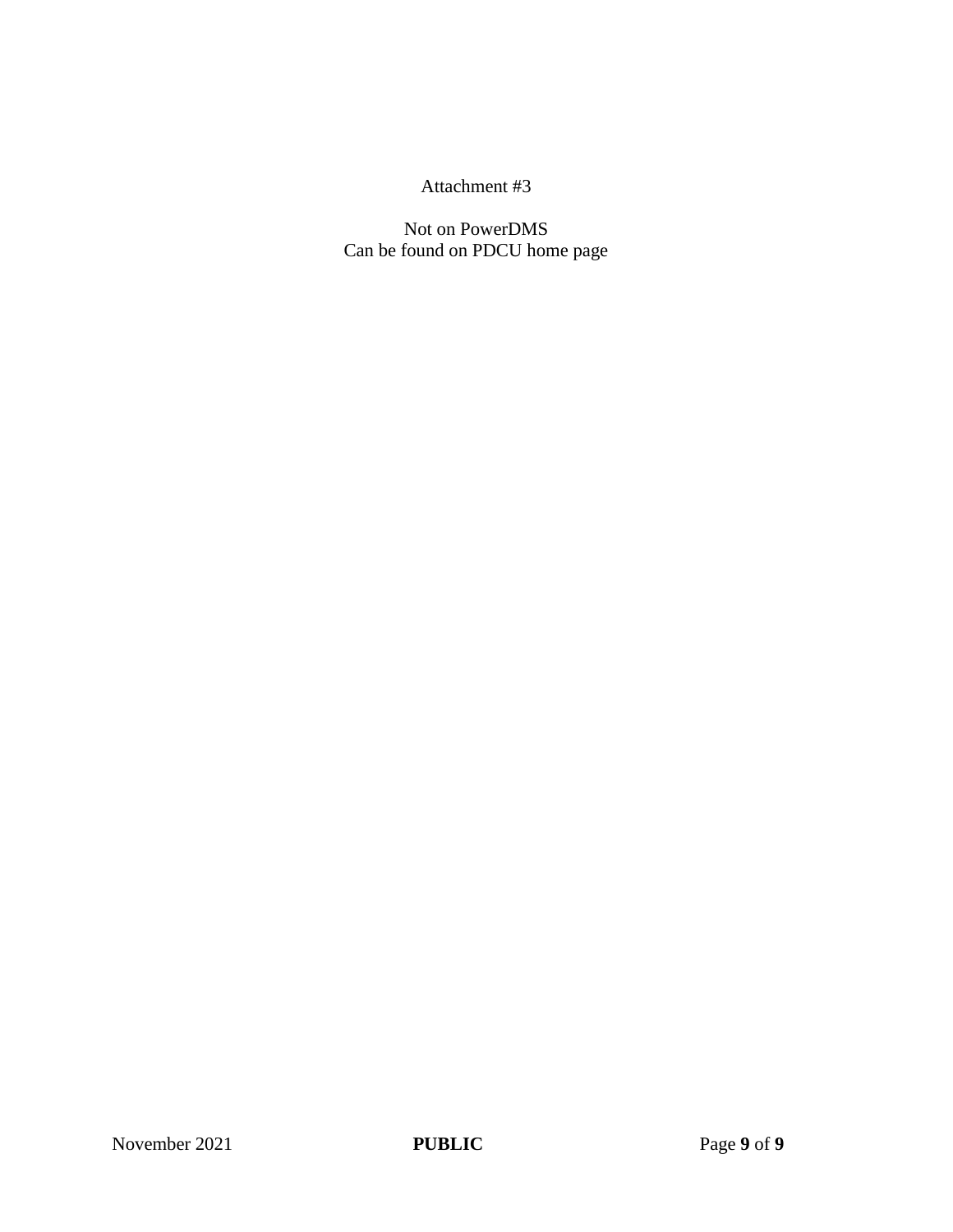Attachment #3

Not on PowerDMS
Can be found on PDCU home page